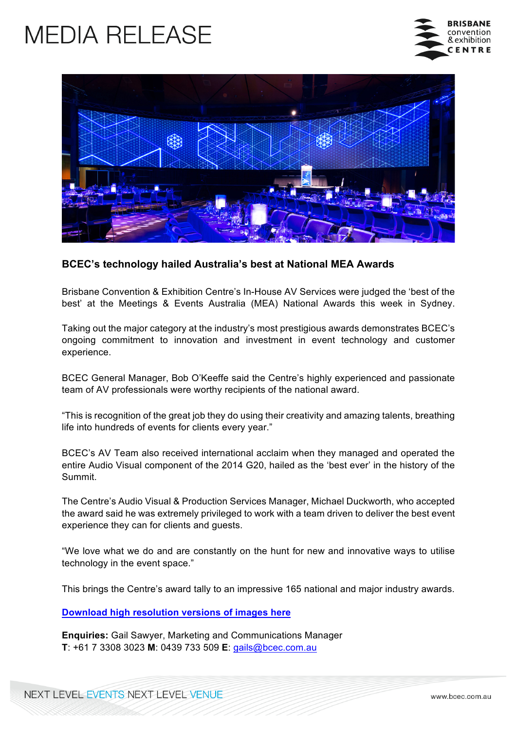# MEDIA RELEASE

## BCEC's technology hailed Australia's best at National MEA Awards

Brisbane Convention & Exhibition Centre's In-House AV Services were judged the 'best of the best' at the Meetings & Events Australia (MEA) National Awards this week in Sydney.

Taking out the major category at the industry's most prestigious awards demonstrates BCEC's ongoing commitment to innovation and investment in event technology and customer experience.

BCEC General Manager, Bob O'Keeffe said the Centre's highly experienced and passionate team of AV professionals were worthy recipients of the national award.

"This is recognition of the great job they do using their creativity and amazing talents, breathing life into hundreds of events for clients every year."

BCEC's AV Team also received international acclaim when they managed and operated the entire Audio Visual component of the 2014 G20, hailed as the 'best ever' in the history of the Summit.

The Centre's Audio Visual & Production Services Manager, Michael Duckworth, who accepted the award said he was extremely privileged to work with a team driven to deliver the best event experience they can for clients and guests.

"We love what we do and are constantly on the hunt for new and innovative ways to utilise technology in the event space."

This brings the Centre's award tally to an impressive 165 national and major industry awards.

**Download high resolution versions of images here**

**Enquiries:** Gail Sawyer, Marketing and Communications Manager
**T**: +61 7 3308 3023 **M**: 0439 733 509 **E**: gails@bcec.com.au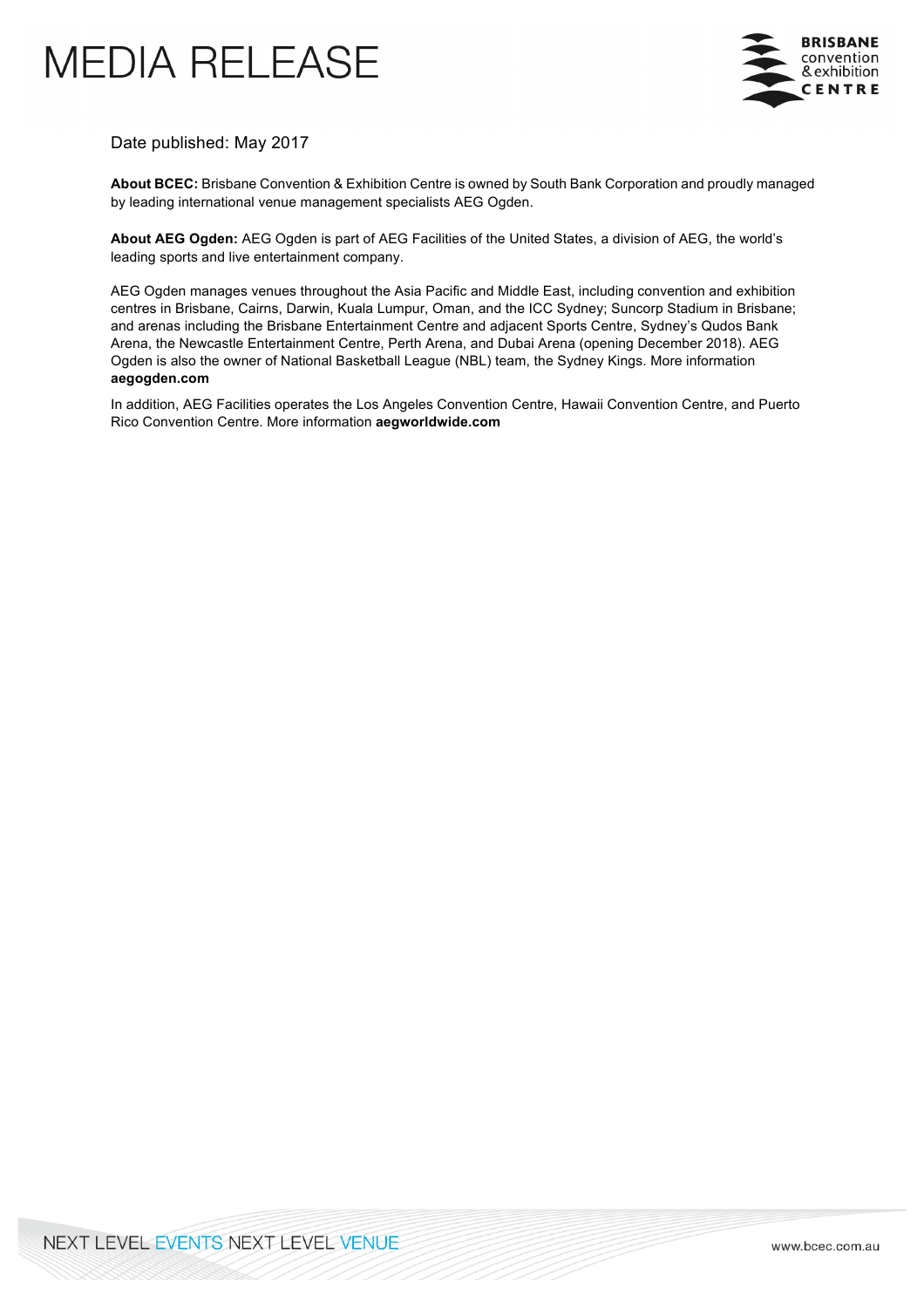Date published: May 2017

**About BCEC:** Brisbane Convention & Exhibition Centre is owned by South Bank Corporation and proudly managed by leading international venue management specialists AEG Ogden.

**About AEG Ogden:** AEG Ogden is part of AEG Facilities of the United States, a division of AEG, the world's leading sports and live entertainment company.

AEG Ogden manages venues throughout the Asia Pacific and Middle East, including convention and exhibition centres in Brisbane, Cairns, Darwin, Kuala Lumpur, Oman, and the ICC Sydney; Suncorp Stadium in Brisbane; and arenas including the Brisbane Entertainment Centre and adjacent Sports Centre, Sydney's Qudos Bank Arena, the Newcastle Entertainment Centre, Perth Arena, and Dubai Arena (opening December 2018). AEG Ogden is also the owner of National Basketball League (NBL) team, the Sydney Kings. More information **aegogden.com**

In addition, AEG Facilities operates the Los Angeles Convention Centre, Hawaii Convention Centre, and Puerto Rico Convention Centre. More information **aegworldwide.com**